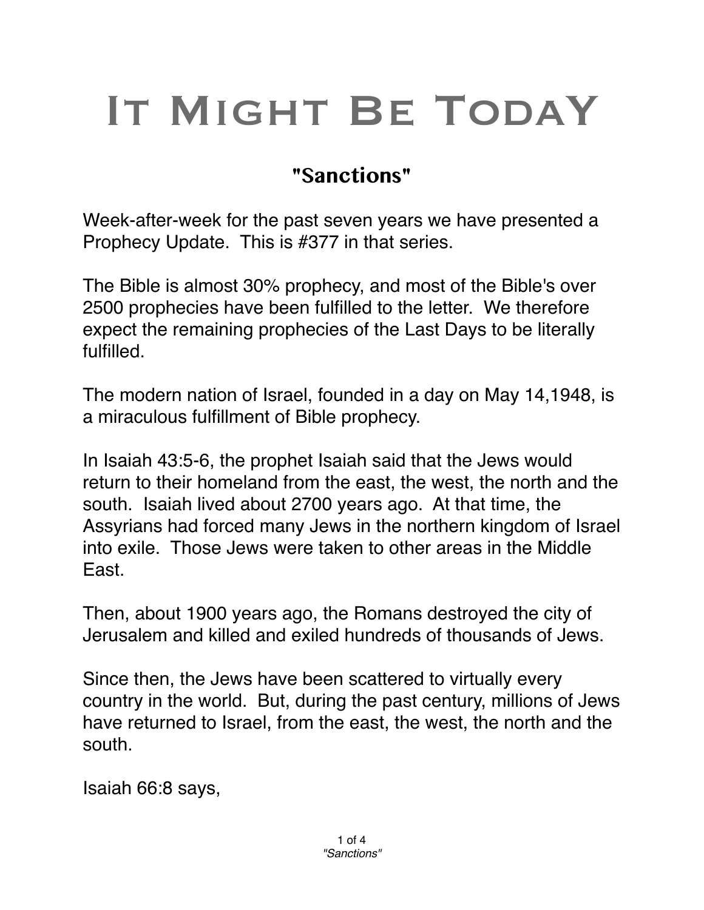# It Might Be Today

## "Sanctions"

Week-after-week for the past seven years we have presented a Prophecy Update. This is #377 in that series.

The Bible is almost 30% prophecy, and most of the Bible's over 2500 prophecies have been fulfilled to the letter. We therefore expect the remaining prophecies of the Last Days to be literally fulfilled.

The modern nation of Israel, founded in a day on May 14,1948, is a miraculous fulfillment of Bible prophecy.

In Isaiah 43:5-6, the prophet Isaiah said that the Jews would return to their homeland from the east, the west, the north and the south. Isaiah lived about 2700 years ago. At that time, the Assyrians had forced many Jews in the northern kingdom of Israel into exile. Those Jews were taken to other areas in the Middle East.

Then, about 1900 years ago, the Romans destroyed the city of Jerusalem and killed and exiled hundreds of thousands of Jews.

Since then, the Jews have been scattered to virtually every country in the world. But, during the past century, millions of Jews have returned to Israel, from the east, the west, the north and the south.

Isaiah 66:8 says,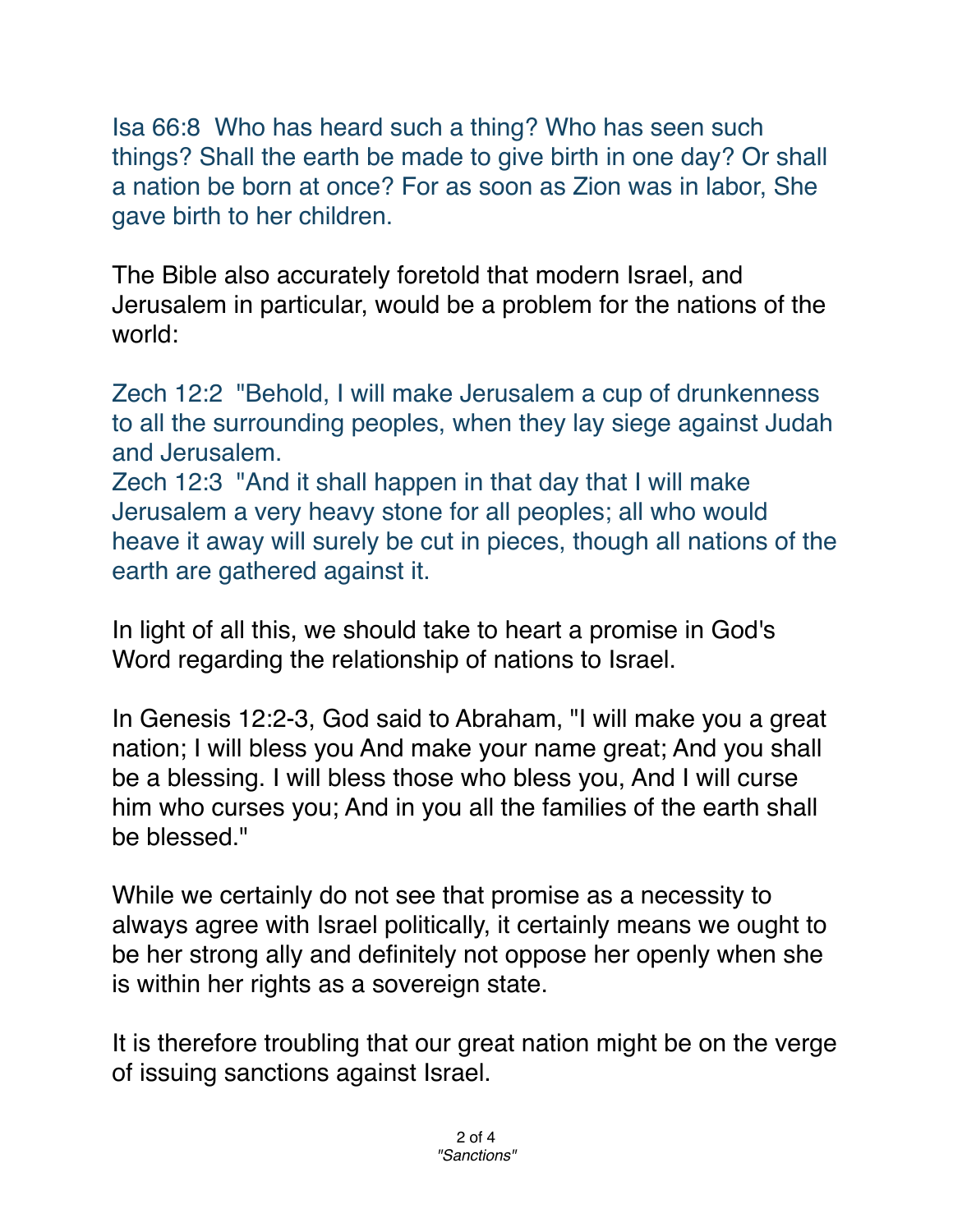Isa 66:8  Who has heard such a thing? Who has seen such things? Shall the earth be made to give birth in one day? Or shall a nation be born at once? For as soon as Zion was in labor, She gave birth to her children.

The Bible also accurately foretold that modern Israel, and Jerusalem in particular, would be a problem for the nations of the world:

Zech 12:2  "Behold, I will make Jerusalem a cup of drunkenness to all the surrounding peoples, when they lay siege against Judah and Jerusalem.
Zech 12:3  "And it shall happen in that day that I will make Jerusalem a very heavy stone for all peoples; all who would heave it away will surely be cut in pieces, though all nations of the earth are gathered against it.

In light of all this, we should take to heart a promise in God's Word regarding the relationship of nations to Israel.

In Genesis 12:2-3, God said to Abraham, "I will make you a great nation; I will bless you And make your name great; And you shall be a blessing. I will bless those who bless you, And I will curse him who curses you; And in you all the families of the earth shall be blessed."

While we certainly do not see that promise as a necessity to always agree with Israel politically, it certainly means we ought to be her strong ally and definitely not oppose her openly when she is within her rights as a sovereign state.

It is therefore troubling that our great nation might be on the verge of issuing sanctions against Israel.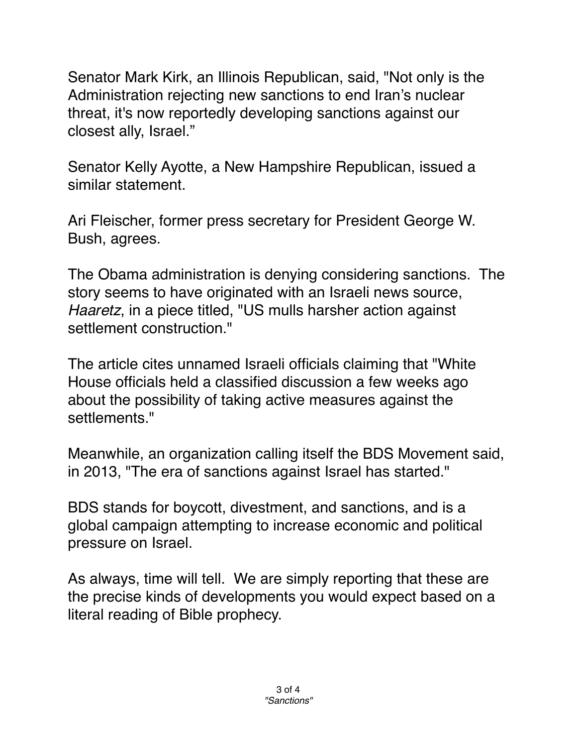Senator Mark Kirk, an Illinois Republican, said, "Not only is the Administration rejecting new sanctions to end Iran's nuclear threat, it's now reportedly developing sanctions against our closest ally, Israel."

Senator Kelly Ayotte, a New Hampshire Republican, issued a similar statement.

Ari Fleischer, former press secretary for President George W. Bush, agrees.

The Obama administration is denying considering sanctions. The story seems to have originated with an Israeli news source, *Haaretz*, in a piece titled, "US mulls harsher action against settlement construction."

The article cites unnamed Israeli officials claiming that "White House officials held a classified discussion a few weeks ago about the possibility of taking active measures against the settlements."

Meanwhile, an organization calling itself the BDS Movement said, in 2013, "The era of sanctions against Israel has started."

BDS stands for boycott, divestment, and sanctions, and is a global campaign attempting to increase economic and political pressure on Israel.

As always, time will tell. We are simply reporting that these are the precise kinds of developments you would expect based on a literal reading of Bible prophecy.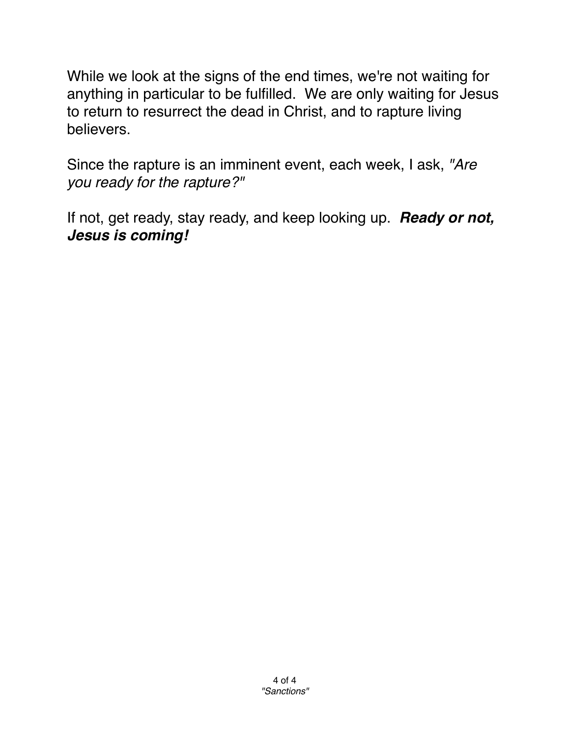While we look at the signs of the end times, we're not waiting for anything in particular to be fulfilled.  We are only waiting for Jesus to return to resurrect the dead in Christ, and to rapture living believers.

Since the rapture is an imminent event, each week, I ask, *"Are you ready for the rapture?"*

If not, get ready, stay ready, and keep looking up.  ***Ready or not, Jesus is coming!***